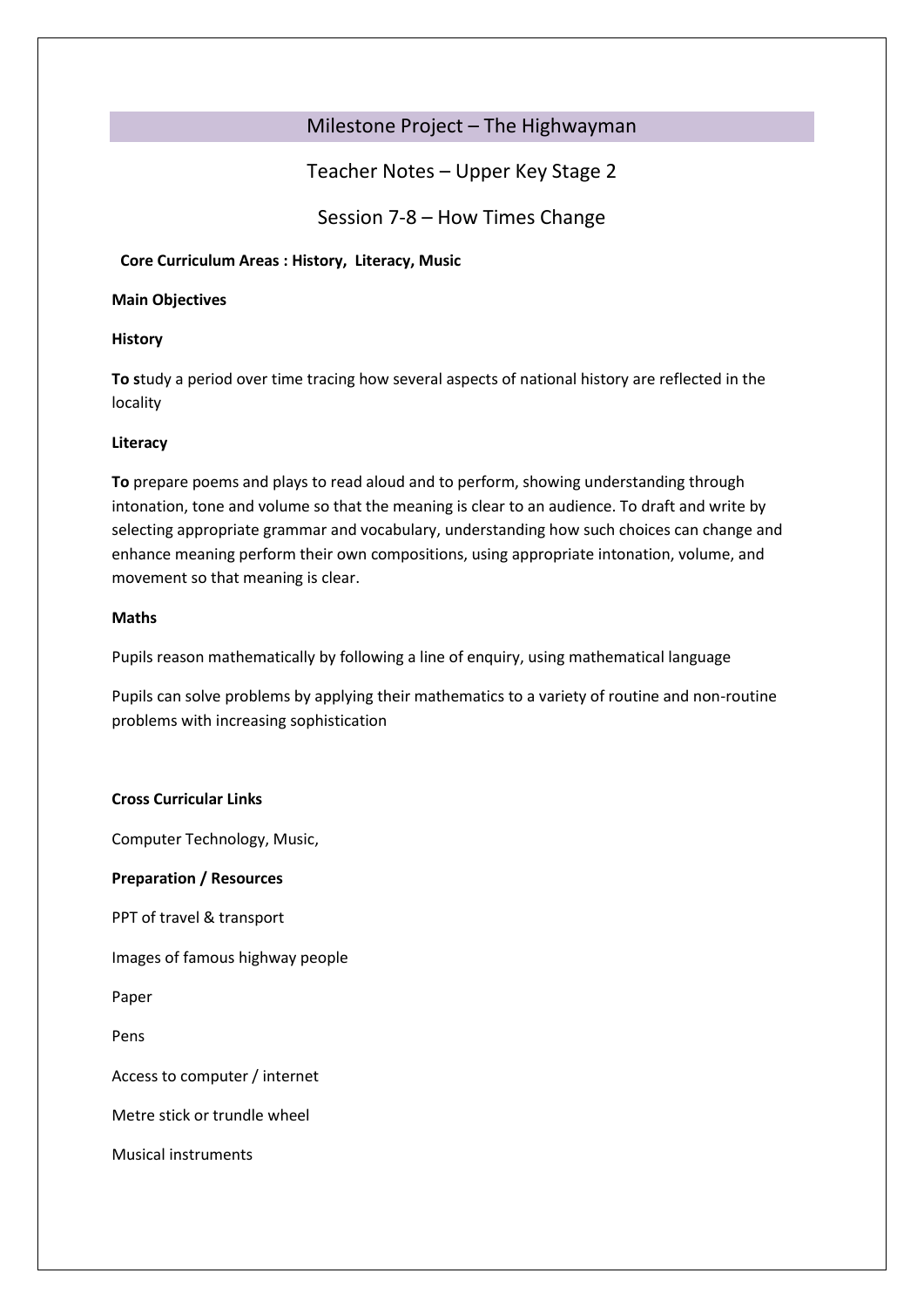# Milestone Project – The Highwayman

## Teacher Notes – Upper Key Stage 2

## Session 7-8 – How Times Change

**Core Curriculum Areas : History, Literacy, Music**

**Main Objectives**

**History**

**To s**tudy a period over time tracing how several aspects of national history are reflected in the locality

**Literacy**

**To** prepare poems and plays to read aloud and to perform, showing understanding through intonation, tone and volume so that the meaning is clear to an audience. To draft and write by selecting appropriate grammar and vocabulary, understanding how such choices can change and enhance meaning perform their own compositions, using appropriate intonation, volume, and movement so that meaning is clear.

**Maths**

Pupils reason mathematically by following a line of enquiry, using mathematical language

Pupils can solve problems by applying their mathematics to a variety of routine and non-routine problems with increasing sophistication

**Cross Curricular Links**

Computer Technology, Music,

**Preparation / Resources**

PPT of travel & transport

Images of famous highway people

Paper

Pens

Access to computer / internet

Metre stick or trundle wheel

Musical instruments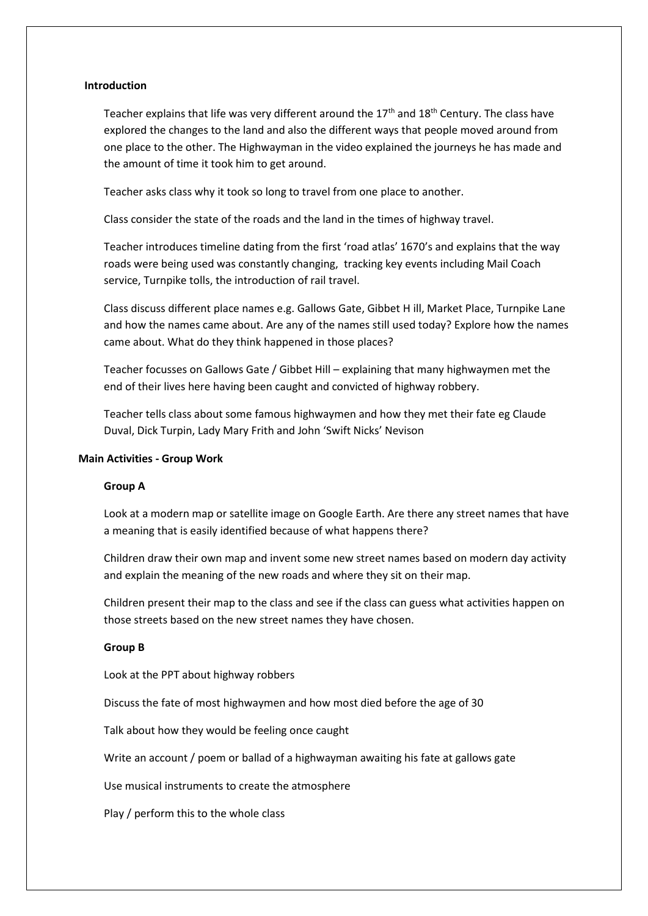**Introduction**

Teacher explains that life was very different around the $17^{th}$ and $18^{th}$ Century. The class have explored the changes to the land and also the different ways that people moved around from one place to the other. The Highwayman in the video explained the journeys he has made and the amount of time it took him to get around.

Teacher asks class why it took so long to travel from one place to another.

Class consider the state of the roads and the land in the times of highway travel.

Teacher introduces timeline dating from the first 'road atlas' 1670's and explains that the way roads were being used was constantly changing, tracking key events including Mail Coach service, Turnpike tolls, the introduction of rail travel.

Class discuss different place names e.g. Gallows Gate, Gibbet H ill, Market Place, Turnpike Lane and how the names came about. Are any of the names still used today? Explore how the names came about. What do they think happened in those places?

Teacher focusses on Gallows Gate / Gibbet Hill – explaining that many highwaymen met the end of their lives here having been caught and convicted of highway robbery.

Teacher tells class about some famous highwaymen and how they met their fate eg Claude Duval, Dick Turpin, Lady Mary Frith and John 'Swift Nicks' Nevison

**Main Activities - Group Work**

**Group A**

Look at a modern map or satellite image on Google Earth. Are there any street names that have a meaning that is easily identified because of what happens there?

Children draw their own map and invent some new street names based on modern day activity and explain the meaning of the new roads and where they sit on their map.

Children present their map to the class and see if the class can guess what activities happen on those streets based on the new street names they have chosen.

**Group B**

Look at the PPT about highway robbers

Discuss the fate of most highwaymen and how most died before the age of 30

Talk about how they would be feeling once caught

Write an account / poem or ballad of a highwayman awaiting his fate at gallows gate

Use musical instruments to create the atmosphere

Play / perform this to the whole class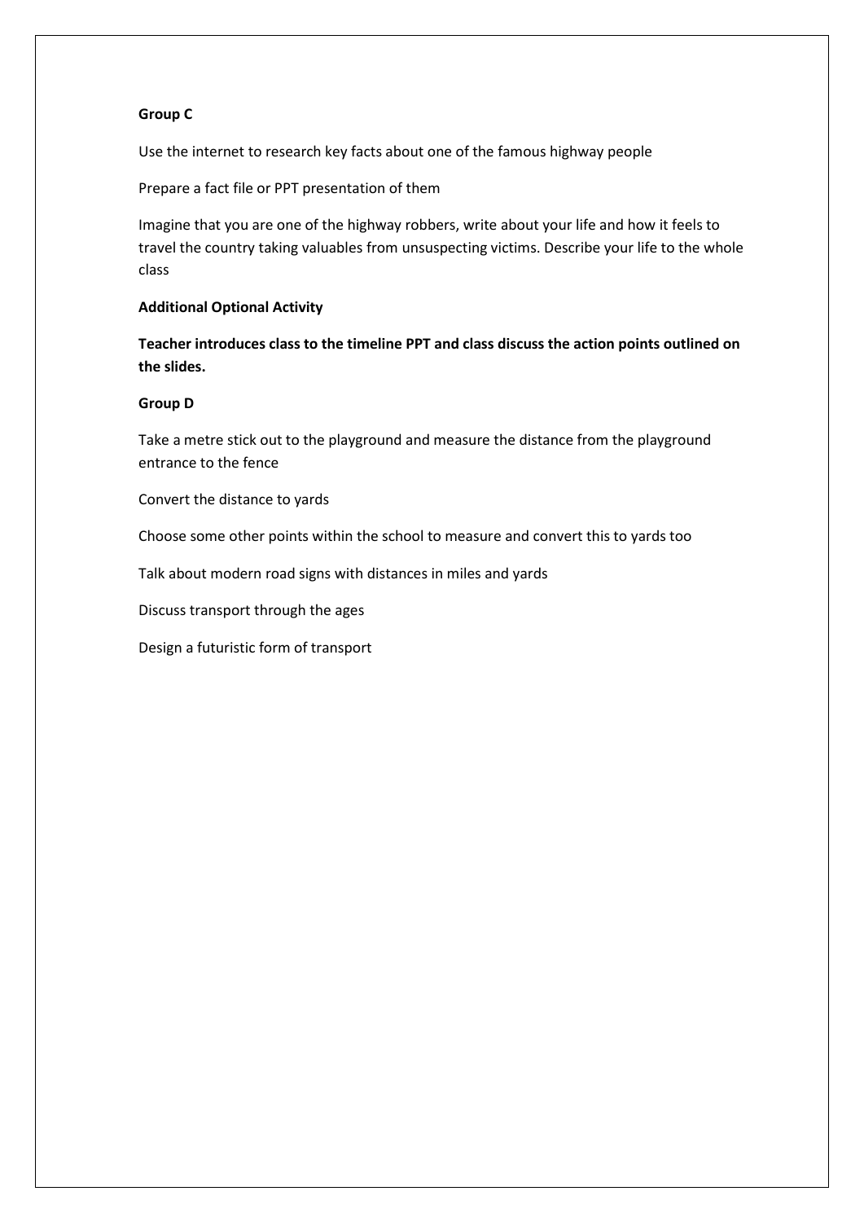**Group C**

Use the internet to research key facts about one of the famous highway people

Prepare a fact file or PPT presentation of them

Imagine that you are one of the highway robbers, write about your life and how it feels to travel the country taking valuables from unsuspecting victims. Describe your life to the whole class

**Additional Optional Activity**

**Teacher introduces class to the timeline PPT and class discuss the action points outlined on the slides.**

**Group D**

Take a metre stick out to the playground and measure the distance from the playground entrance to the fence

Convert the distance to yards

Choose some other points within the school to measure and convert this to yards too

Talk about modern road signs with distances in miles and yards

Discuss transport through the ages

Design a futuristic form of transport